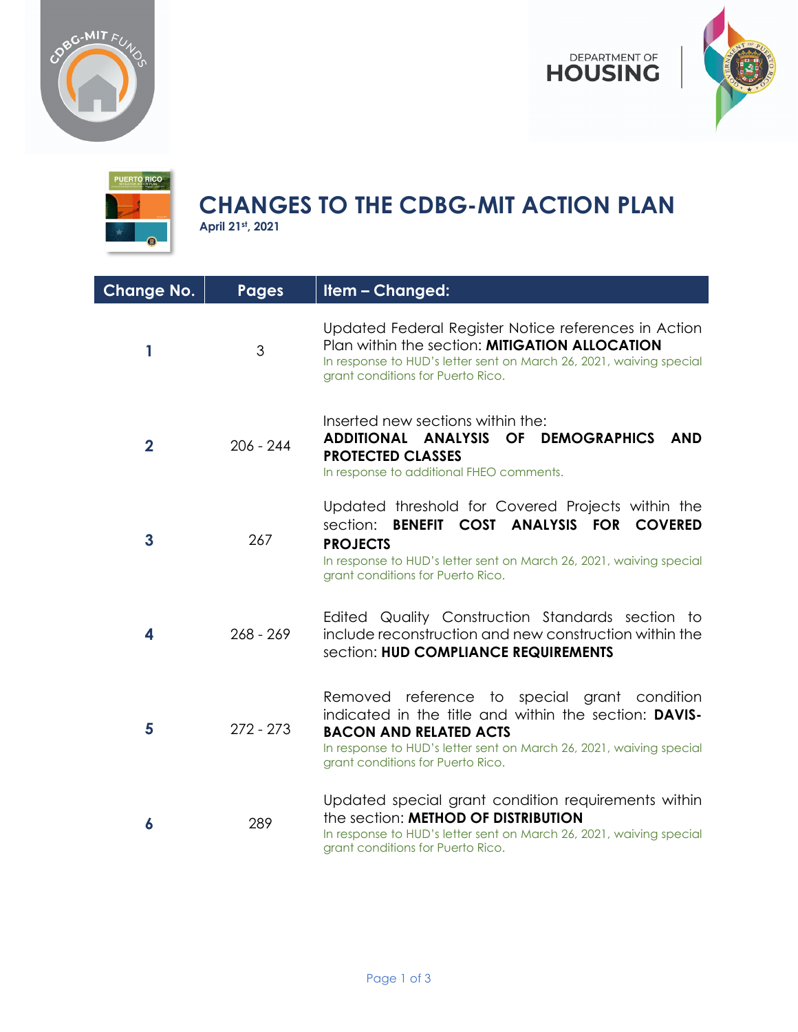# CHANGES TO THE CDBG-MIT ACTION PLAN

**April 21st, 2021**

| Change No. | Pages | Item – Changed: |
| --- | --- | --- |
| **1** | 3 | Updated Federal Register Notice references in Action Plan within the section: **MITIGATION ALLOCATION**<br>In response to HUD's letter sent on March 26, 2021, waiving special grant conditions for Puerto Rico. |
| **2** | 206 - 244 | Inserted new sections within the: **ADDITIONAL ANALYSIS OF DEMOGRAPHICS AND PROTECTED CLASSES**<br>In response to additional FHEO comments. |
| **3** | 267 | Updated threshold for Covered Projects within the section: **BENEFIT COST ANALYSIS FOR COVERED PROJECTS**<br>In response to HUD's letter sent on March 26, 2021, waiving special grant conditions for Puerto Rico. |
| **4** | 268 - 269 | Edited Quality Construction Standards section to include reconstruction and new construction within the section: **HUD COMPLIANCE REQUIREMENTS** |
| **5** | 272 - 273 | Removed reference to special grant condition indicated in the title and within the section: **DAVIS-BACON AND RELATED ACTS**<br>In response to HUD's letter sent on March 26, 2021, waiving special grant conditions for Puerto Rico. |
| **6** | 289 | Updated special grant condition requirements within the section: **METHOD OF DISTRIBUTION**<br>In response to HUD's letter sent on March 26, 2021, waiving special grant conditions for Puerto Rico. |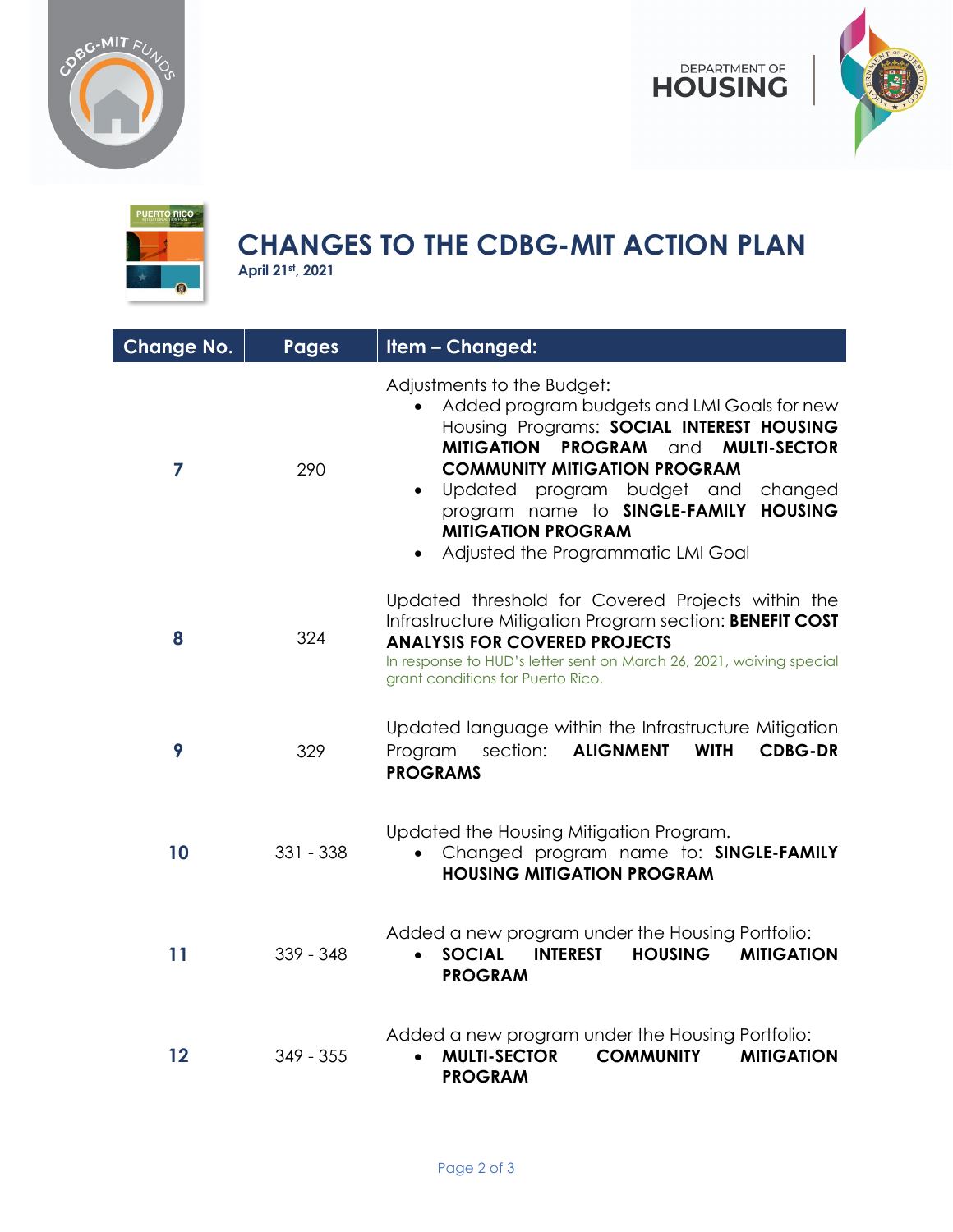DEPARTMENT OF **HOUSING**

# CHANGES TO THE CDBG-MIT ACTION PLAN

**April 21st, 2021**

| Change No. | Pages | Item – Changed: |
|---|---|---|
| **7** | 290 | Adjustments to the Budget:<br>• Added program budgets and LMI Goals for new Housing Programs: **SOCIAL INTEREST HOUSING MITIGATION PROGRAM** and **MULTI-SECTOR COMMUNITY MITIGATION PROGRAM**<br>• Updated program budget and changed program name to **SINGLE-FAMILY HOUSING MITIGATION PROGRAM**<br>• Adjusted the Programmatic LMI Goal |
| **8** | 324 | Updated threshold for Covered Projects within the Infrastructure Mitigation Program section: **BENEFIT COST ANALYSIS FOR COVERED PROJECTS**<br>In response to HUD's letter sent on March 26, 2021, waiving special grant conditions for Puerto Rico. |
| **9** | 329 | Updated language within the Infrastructure Mitigation Program section: **ALIGNMENT WITH CDBG-DR PROGRAMS** |
| **10** | 331 - 338 | Updated the Housing Mitigation Program.<br>• Changed program name to: **SINGLE-FAMILY HOUSING MITIGATION PROGRAM** |
| **11** | 339 - 348 | Added a new program under the Housing Portfolio:<br>• **SOCIAL INTEREST HOUSING MITIGATION PROGRAM** |
| **12** | 349 - 355 | Added a new program under the Housing Portfolio:<br>• **MULTI-SECTOR COMMUNITY MITIGATION PROGRAM** |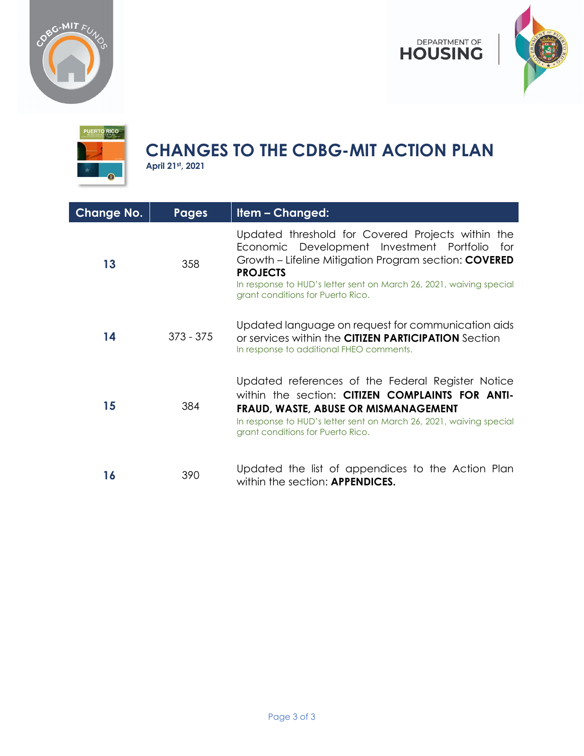# CHANGES TO THE CDBG-MIT ACTION PLAN

**April 21st, 2021**

| Change No. | Pages | Item – Changed: |
|---|---|---|
| **13** | 358 | Updated threshold for Covered Projects within the Economic Development Investment Portfolio for Growth – Lifeline Mitigation Program section: **COVERED PROJECTS** In response to HUD's letter sent on March 26, 2021, waiving special grant conditions for Puerto Rico. |
| **14** | 373 - 375 | Updated language on request for communication aids or services within the **CITIZEN PARTICIPATION** Section In response to additional FHEO comments. |
| **15** | 384 | Updated references of the Federal Register Notice within the section: **CITIZEN COMPLAINTS FOR ANTI-FRAUD, WASTE, ABUSE OR MISMANAGEMENT** In response to HUD's letter sent on March 26, 2021, waiving special grant conditions for Puerto Rico. |
| **16** | 390 | Updated the list of appendices to the Action Plan within the section: **APPENDICES.** |